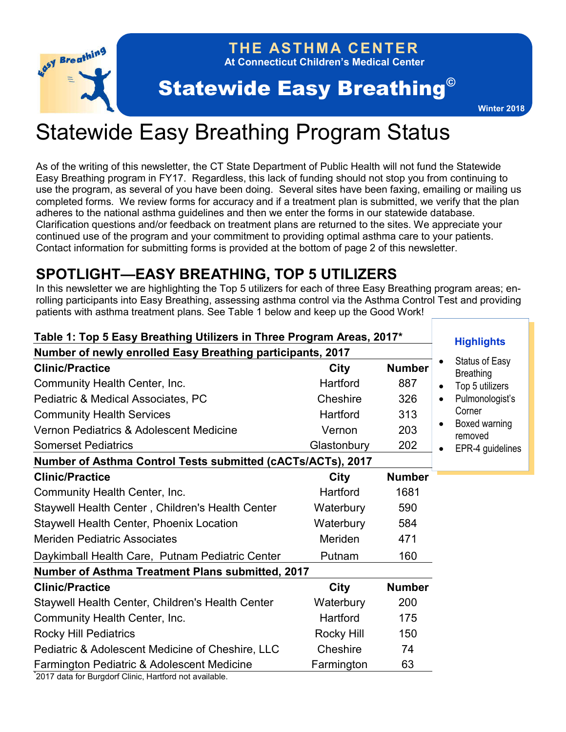# THE ASTHMA CENTER

At Connecticut Children's Medical Center

## Statewide Easy Breathing©

Winter 2018

# Statewide Easy Breathing Program Status

As of the writing of this newsletter, the CT State Department of Public Health will not fund the Statewide Easy Breathing program in FY17. Regardless, this lack of funding should not stop you from continuing to use the program, as several of you have been doing. Several sites have been faxing, emailing or mailing us completed forms. We review forms for accuracy and if a treatment plan is submitted, we verify that the plan adheres to the national asthma guidelines and then we enter the forms in our statewide database. Clarification questions and/or feedback on treatment plans are returned to the sites. We appreciate your continued use of the program and your commitment to providing optimal asthma care to your patients. Contact information for submitting forms is provided at the bottom of page 2 of this newsletter.

## SPOTLIGHT—EASY BREATHING, TOP 5 UTILIZERS

In this newsletter we are highlighting the Top 5 utilizers for each of three Easy Breathing program areas; enrolling participants into Easy Breathing, assessing asthma control via the Asthma Control Test and providing patients with asthma treatment plans. See Table 1 below and keep up the Good Work!

**Table 1: Top 5 Easy Breathing Utilizers in Three Program Areas, 2017***

| **Number of newly enrolled Easy Breathing participants, 2017** | | |
|---|---|---|
| **Clinic/Practice** | **City** | **Number** |
| Community Health Center, Inc. | Hartford | 887 |
| Pediatric & Medical Associates, PC | Cheshire | 326 |
| Community Health Services | Hartford | 313 |
| Vernon Pediatrics & Adolescent Medicine | Vernon | 203 |
| Somerset Pediatrics | Glastonbury | 202 |
| **Number of Asthma Control Tests submitted (cACTs/ACTs), 2017** | | |
| **Clinic/Practice** | **City** | **Number** |
| Community Health Center, Inc. | Hartford | 1681 |
| Staywell Health Center , Children's Health Center | Waterbury | 590 |
| Staywell Health Center, Phoenix Location | Waterbury | 584 |
| Meriden Pediatric Associates | Meriden | 471 |
| Daykimball Health Care, Putnam Pediatric Center | Putnam | 160 |
| **Number of Asthma Treatment Plans submitted, 2017** | | |
| **Clinic/Practice** | **City** | **Number** |
| Staywell Health Center, Children's Health Center | Waterbury | 200 |
| Community Health Center, Inc. | Hartford | 175 |
| Rocky Hill Pediatrics | Rocky Hill | 150 |
| Pediatric & Adolescent Medicine of Cheshire, LLC | Cheshire | 74 |
| Farmington Pediatric & Adolescent Medicine | Farmington | 63 |

*2017 data for Burgdorf Clinic, Hartford not available.

**Highlights**

- Status of Easy Breathing
- Top 5 utilizers
- Pulmonologist's Corner
- Boxed warning removed
- EPR-4 guidelines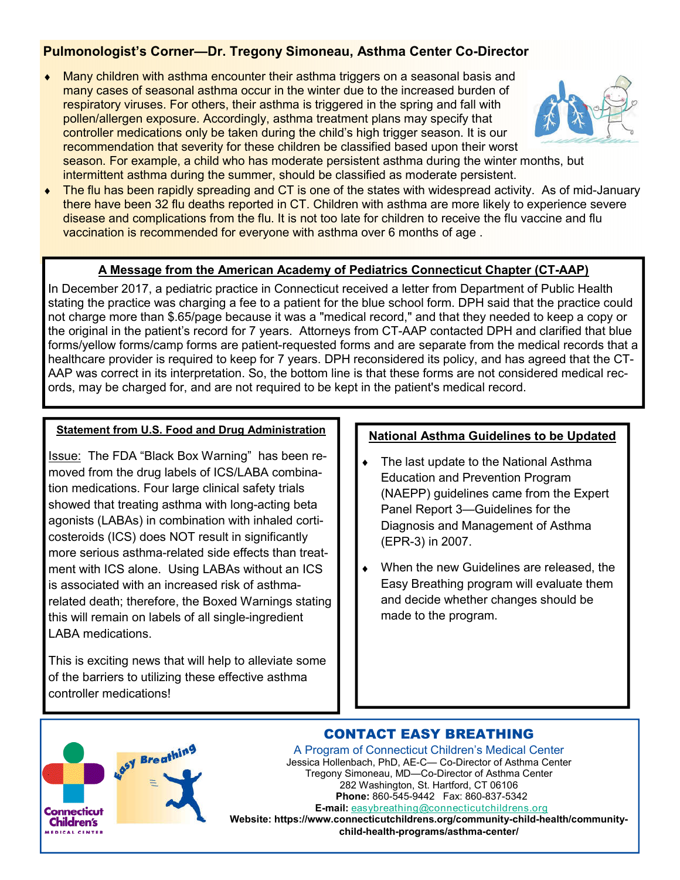## Pulmonologist's Corner—Dr. Tregony Simoneau, Asthma Center Co-Director

- Many children with asthma encounter their asthma triggers on a seasonal basis and many cases of seasonal asthma occur in the winter due to the increased burden of respiratory viruses. For others, their asthma is triggered in the spring and fall with pollen/allergen exposure. Accordingly, asthma treatment plans may specify that controller medications only be taken during the child's high trigger season. It is our recommendation that severity for these children be classified based upon their worst season. For example, a child who has moderate persistent asthma during the winter months, but intermittent asthma during the summer, should be classified as moderate persistent.
- The flu has been rapidly spreading and CT is one of the states with widespread activity. As of mid-January there have been 32 flu deaths reported in CT. Children with asthma are more likely to experience severe disease and complications from the flu. It is not too late for children to receive the flu vaccine and flu vaccination is recommended for everyone with asthma over 6 months of age .

### A Message from the American Academy of Pediatrics Connecticut Chapter (CT-AAP)

In December 2017, a pediatric practice in Connecticut received a letter from Department of Public Health stating the practice was charging a fee to a patient for the blue school form. DPH said that the practice could not charge more than $.65/page because it was a "medical record," and that they needed to keep a copy or the original in the patient's record for 7 years. Attorneys from CT-AAP contacted DPH and clarified that blue forms/yellow forms/camp forms are patient-requested forms and are separate from the medical records that a healthcare provider is required to keep for 7 years. DPH reconsidered its policy, and has agreed that the CT-AAP was correct in its interpretation. So, the bottom line is that these forms are not considered medical records, may be charged for, and are not required to be kept in the patient's medical record.

### Statement from U.S. Food and Drug Administration

Issue: The FDA "Black Box Warning" has been removed from the drug labels of ICS/LABA combination medications. Four large clinical safety trials showed that treating asthma with long-acting beta agonists (LABAs) in combination with inhaled corticosteroids (ICS) does NOT result in significantly more serious asthma-related side effects than treatment with ICS alone. Using LABAs without an ICS is associated with an increased risk of asthma-related death; therefore, the Boxed Warnings stating this will remain on labels of all single-ingredient LABA medications.

This is exciting news that will help to alleviate some of the barriers to utilizing these effective asthma controller medications!

### National Asthma Guidelines to be Updated

- The last update to the National Asthma Education and Prevention Program (NAEPP) guidelines came from the Expert Panel Report 3—Guidelines for the Diagnosis and Management of Asthma (EPR-3) in 2007.
- When the new Guidelines are released, the Easy Breathing program will evaluate them and decide whether changes should be made to the program.

## CONTACT EASY BREATHING

A Program of Connecticut Children's Medical Center

Jessica Hollenbach, PhD, AE-C— Co-Director of Asthma Center

Tregony Simoneau, MD—Co-Director of Asthma Center

282 Washington, St. Hartford, CT 06106

**Phone:** 860-545-9442 Fax: 860-837-5342

**E-mail:** easybreathing@connecticutchildrens.org

**Website: https://www.connecticutchildrens.org/community-child-health/community-child-health-programs/asthma-center/**